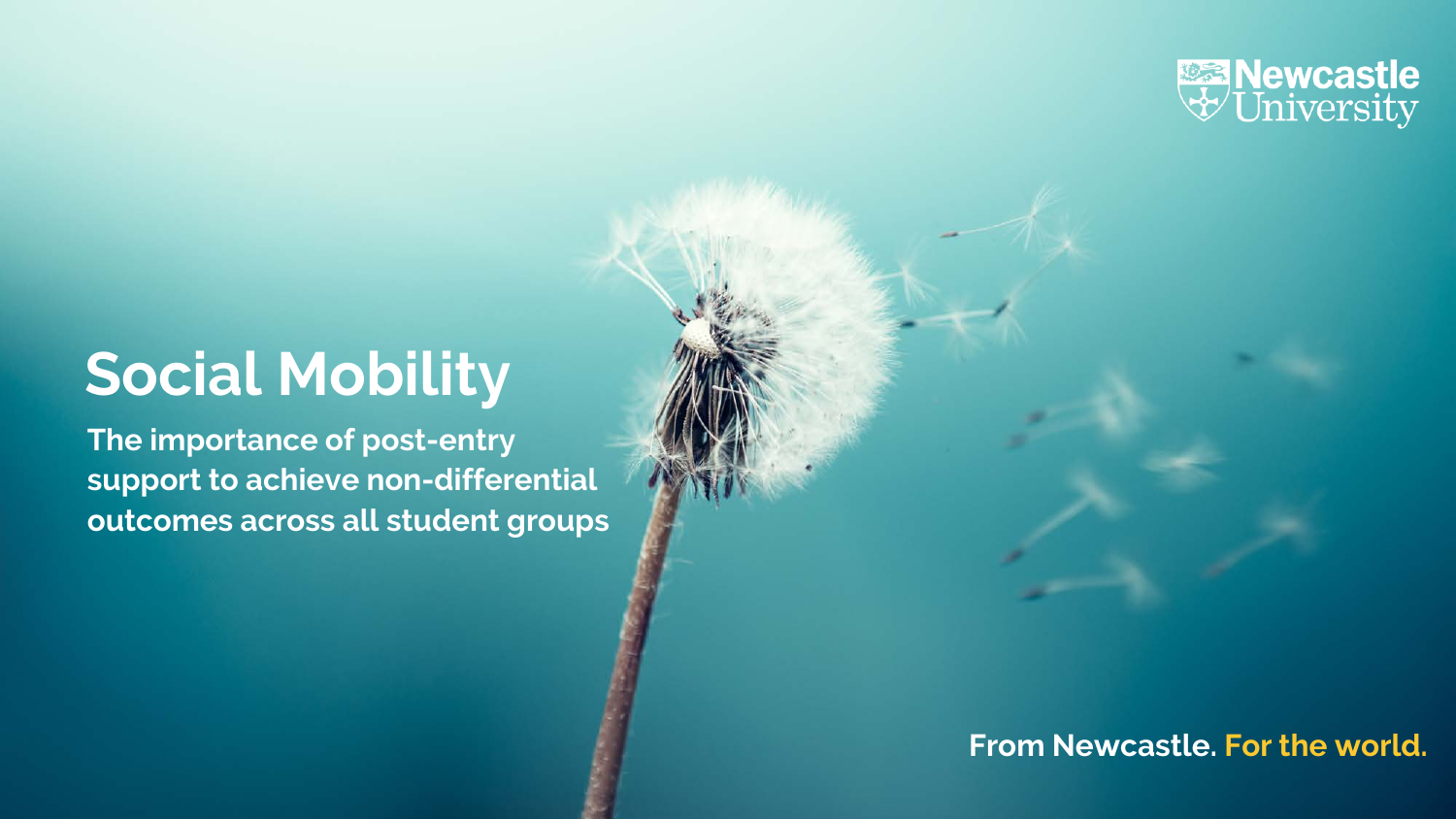Newcastle University

# Social Mobility

**The importance of post-entry support to achieve non-differential outcomes across all student groups**

**From Newcastle. For the world.**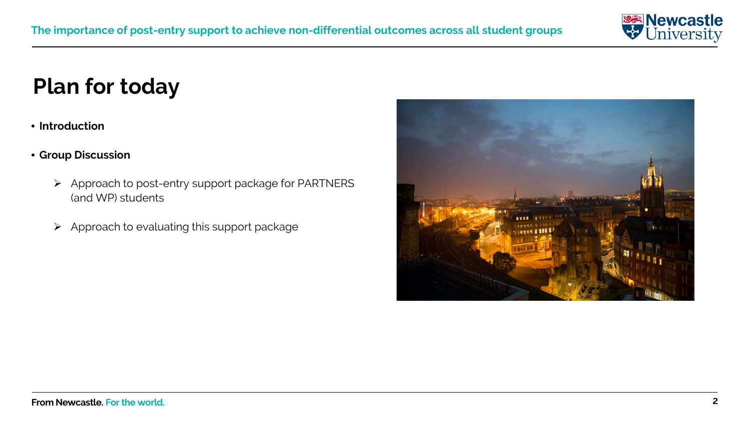# Plan for today

- **Introduction**
- **Group Discussion**
  - Approach to post-entry support package for PARTNERS (and WP) students
  - Approach to evaluating this support package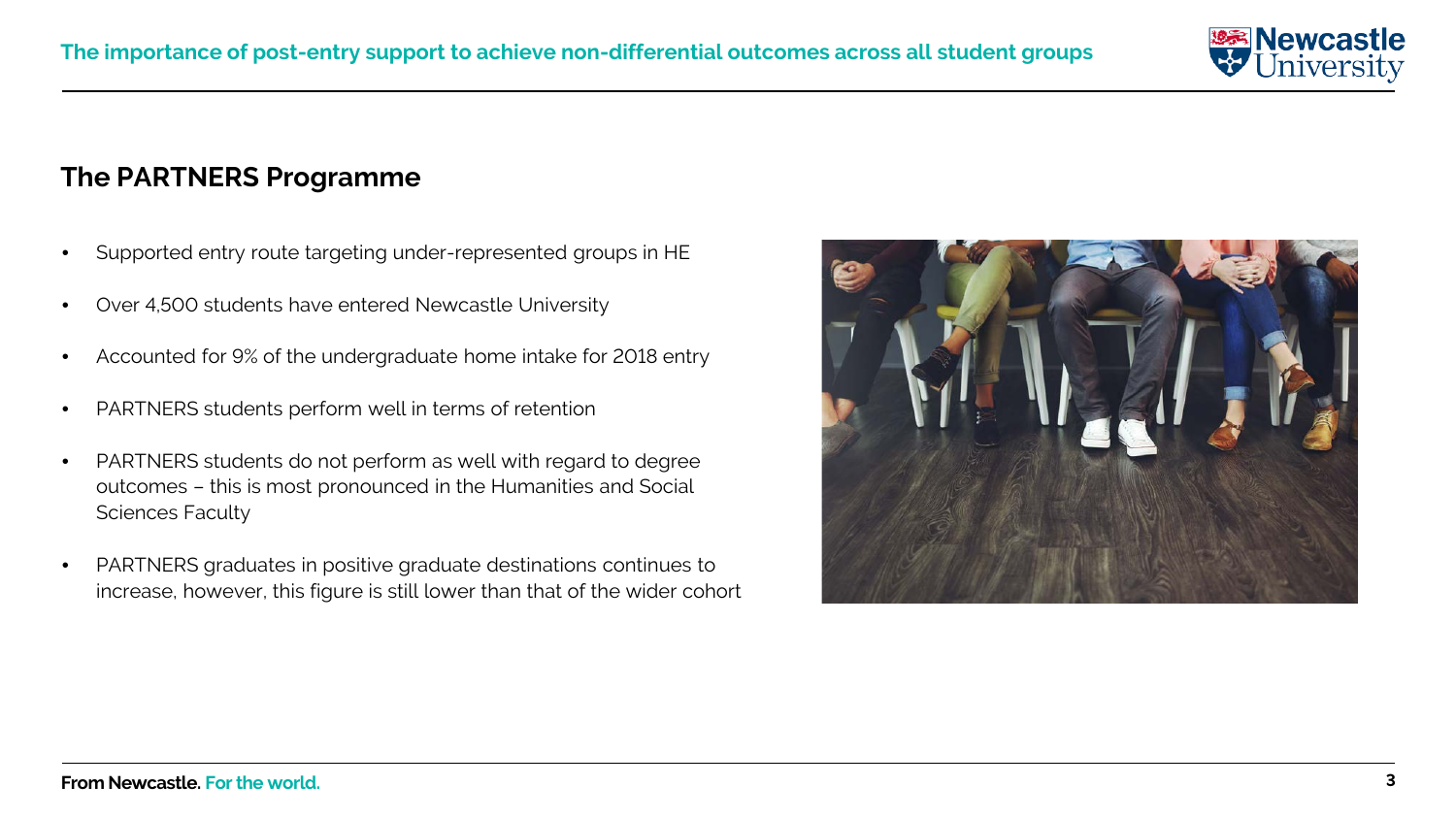## The PARTNERS Programme

- Supported entry route targeting under-represented groups in HE
- Over 4,500 students have entered Newcastle University
- Accounted for 9% of the undergraduate home intake for 2018 entry
- PARTNERS students perform well in terms of retention
- PARTNERS students do not perform as well with regard to degree outcomes – this is most pronounced in the Humanities and Social Sciences Faculty
- PARTNERS graduates in positive graduate destinations continues to increase, however, this figure is still lower than that of the wider cohort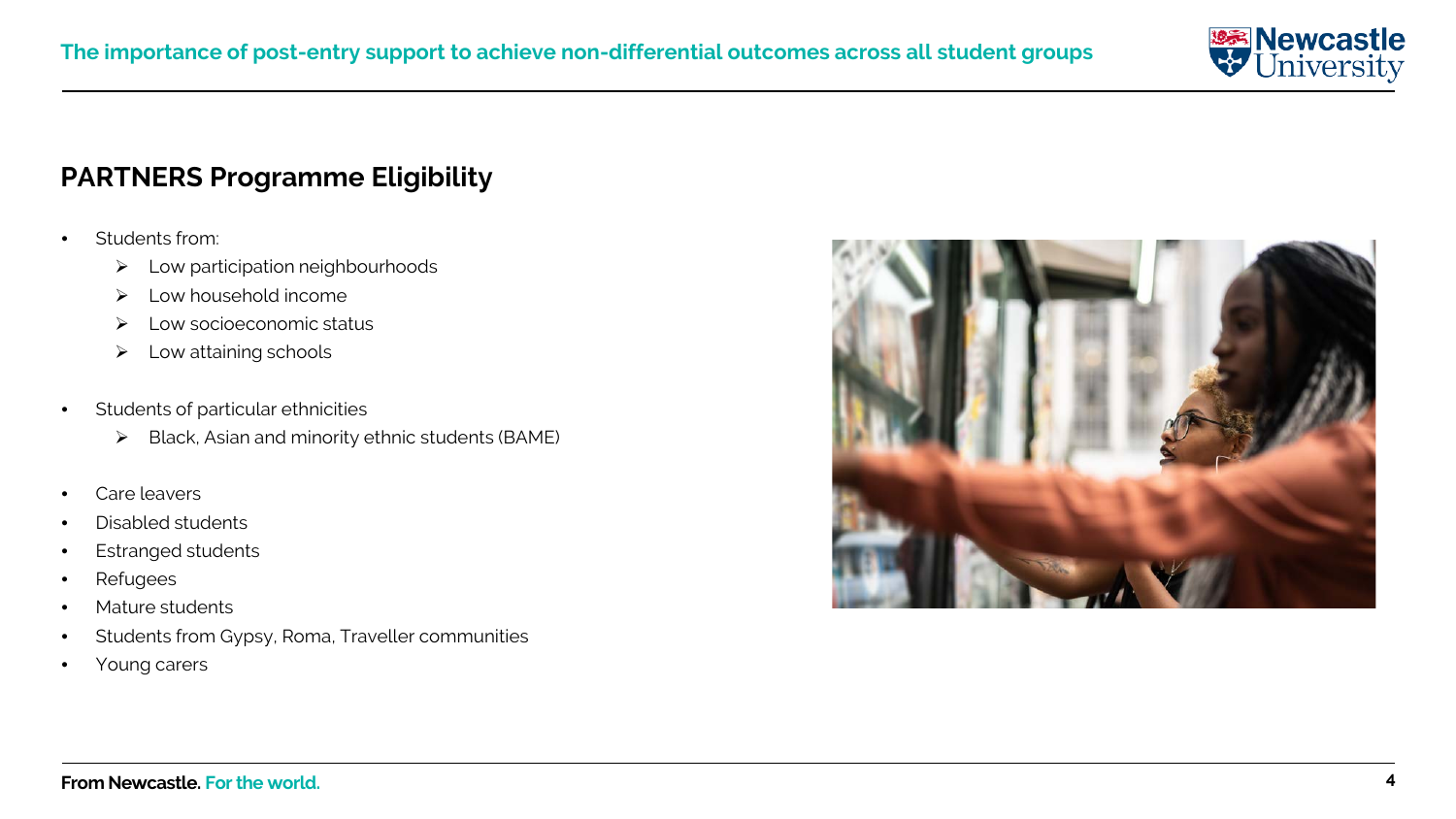## PARTNERS Programme Eligibility

- Students from:
  - Low participation neighbourhoods
  - Low household income
  - Low socioeconomic status
  - Low attaining schools
- Students of particular ethnicities
  - Black, Asian and minority ethnic students (BAME)
- Care leavers
- Disabled students
- Estranged students
- Refugees
- Mature students
- Students from Gypsy, Roma, Traveller communities
- Young carers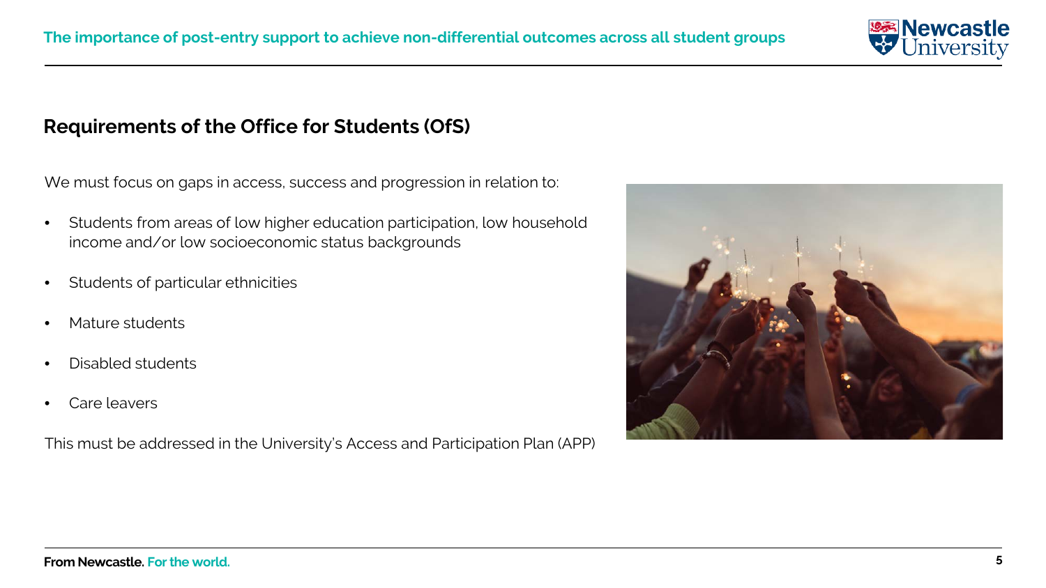## Requirements of the Office for Students (OfS)

We must focus on gaps in access, success and progression in relation to:

- Students from areas of low higher education participation, low household income and/or low socioeconomic status backgrounds
- Students of particular ethnicities
- Mature students
- Disabled students
- Care leavers

This must be addressed in the University's Access and Participation Plan (APP)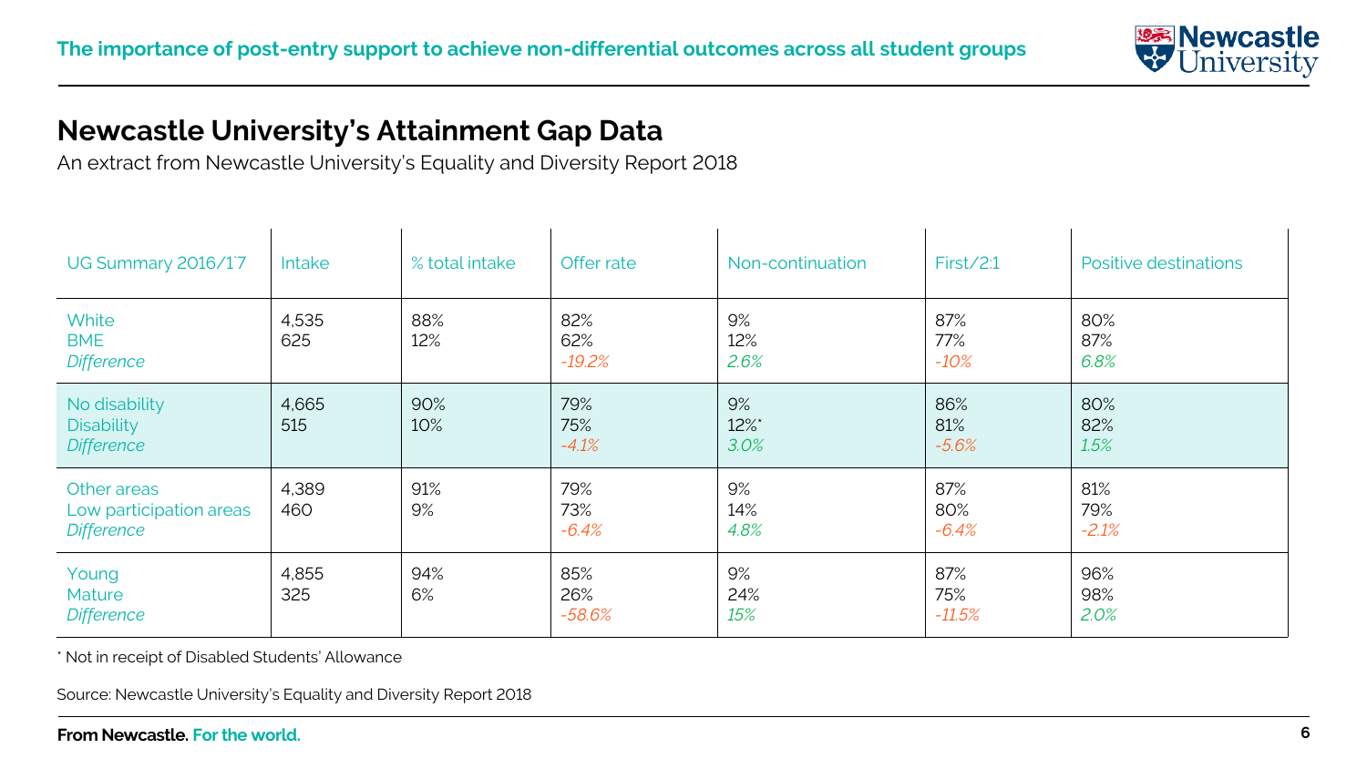## Newcastle University's Attainment Gap Data

An extract from Newcastle University's Equality and Diversity Report 2018

| UG Summary 2016/17 | Intake | % total intake | Offer rate | Non-continuation | First/2:1 | Positive destinations |
|---|---|---|---|---|---|---|
| White<br>BME<br>*Difference* | 4,535<br>625 | 88%<br>12% | 82%<br>62%<br>*-19.2%* | 9%<br>12%<br>*2.6%* | 87%<br>77%<br>*-10%* | 80%<br>87%<br>*6.8%* |
| No disability<br>Disability<br>*Difference* | 4,665<br>515 | 90%<br>10% | 79%<br>75%<br>*-4.1%* | 9%<br>12%*<br>*3.0%* | 86%<br>81%<br>*-5.6%* | 80%<br>82%<br>*1.5%* |
| Other areas<br>Low participation areas<br>*Difference* | 4,389<br>460 | 91%<br>9% | 79%<br>73%<br>*-6.4%* | 9%<br>14%<br>*4.8%* | 87%<br>80%<br>*-6.4%* | 81%<br>79%<br>*-2.1%* |
| Young<br>Mature<br>*Difference* | 4,855<br>325 | 94%<br>6% | 85%<br>26%<br>*-58.6%* | 9%<br>24%<br>*15%* | 87%<br>75%<br>*-11.5%* | 96%<br>98%<br>*2.0%* |

\* Not in receipt of Disabled Students' Allowance

Source: Newcastle University's Equality and Diversity Report 2018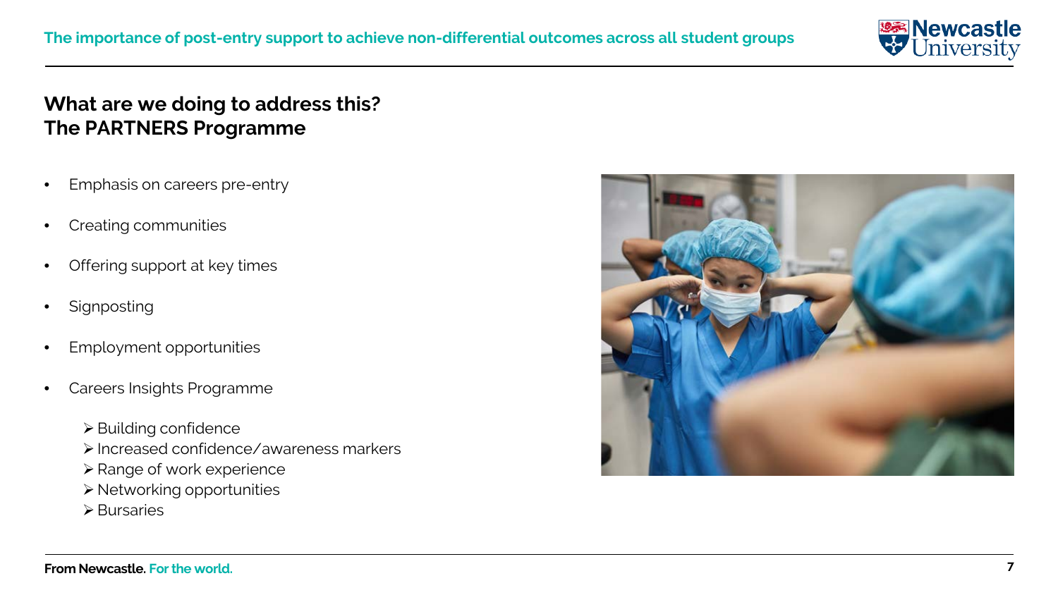## What are we doing to address this?
## The PARTNERS Programme

- Emphasis on careers pre-entry
- Creating communities
- Offering support at key times
- Signposting
- Employment opportunities
- Careers Insights Programme
  - Building confidence
  - Increased confidence/awareness markers
  - Range of work experience
  - Networking opportunities
  - Bursaries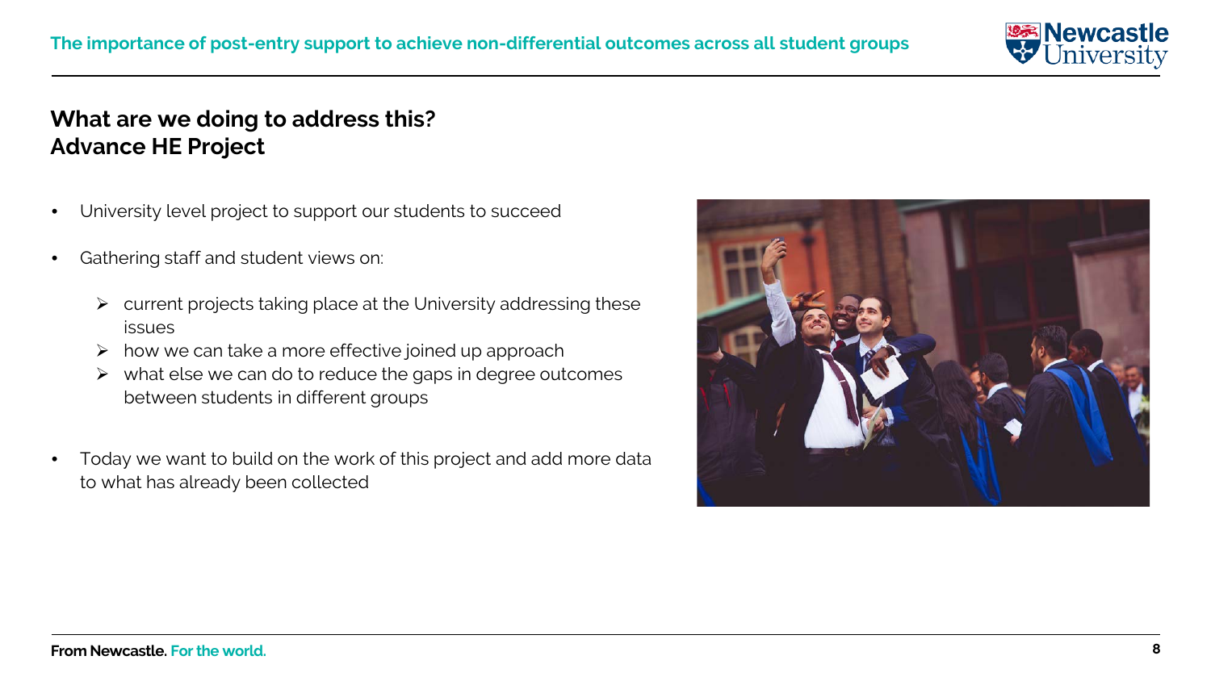## What are we doing to address this?
## Advance HE Project

- University level project to support our students to succeed
- Gathering staff and student views on:
  - current projects taking place at the University addressing these issues
  - how we can take a more effective joined up approach
  - what else we can do to reduce the gaps in degree outcomes between students in different groups
- Today we want to build on the work of this project and add more data to what has already been collected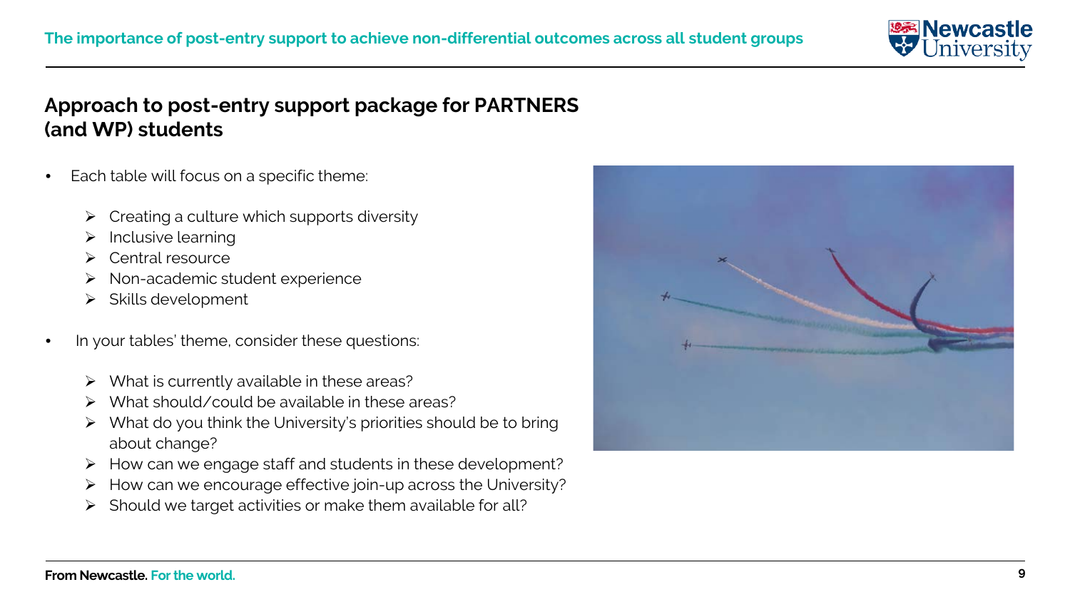## Approach to post-entry support package for PARTNERS (and WP) students

- Each table will focus on a specific theme:
  - Creating a culture which supports diversity
  - Inclusive learning
  - Central resource
  - Non-academic student experience
  - Skills development
- In your tables' theme, consider these questions:
  - What is currently available in these areas?
  - What should/could be available in these areas?
  - What do you think the University's priorities should be to bring about change?
  - How can we engage staff and students in these development?
  - How can we encourage effective join-up across the University?
  - Should we target activities or make them available for all?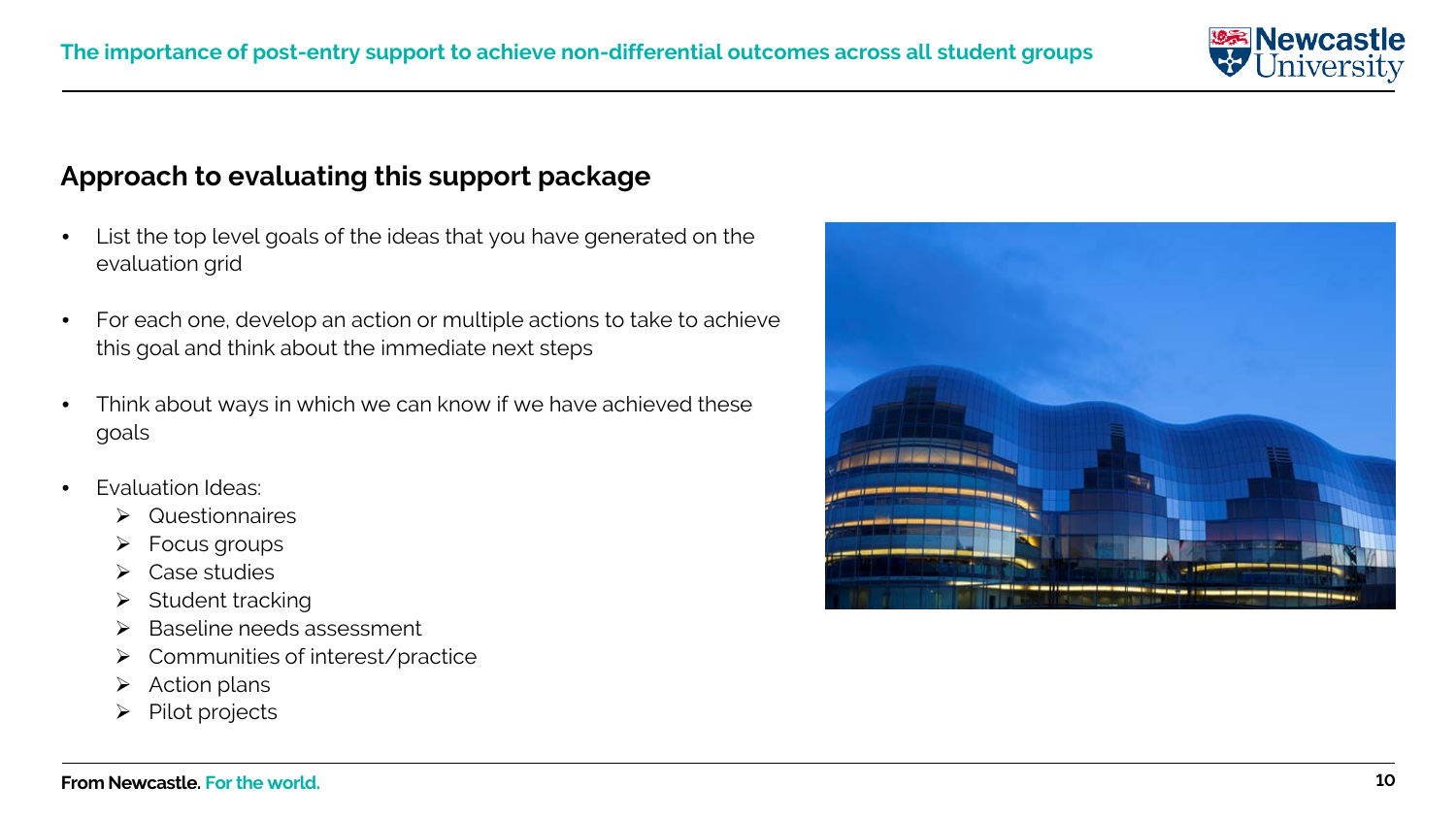## Approach to evaluating this support package

- List the top level goals of the ideas that you have generated on the evaluation grid
- For each one, develop an action or multiple actions to take to achieve this goal and think about the immediate next steps
- Think about ways in which we can know if we have achieved these goals
- Evaluation Ideas:
  - Questionnaires
  - Focus groups
  - Case studies
  - Student tracking
  - Baseline needs assessment
  - Communities of interest/practice
  - Action plans
  - Pilot projects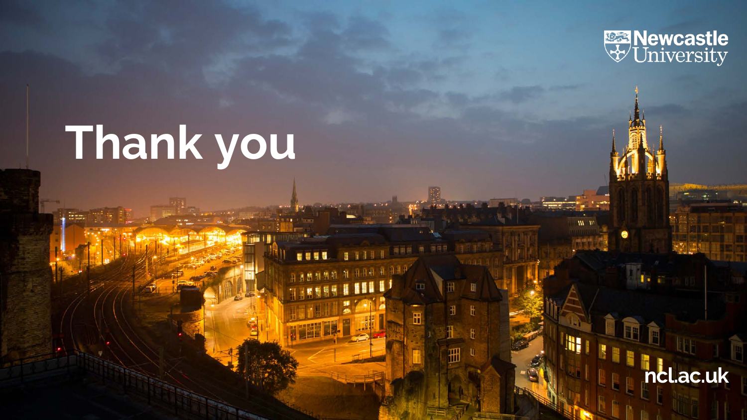# Thank you

Newcastle University

ncl.ac.uk